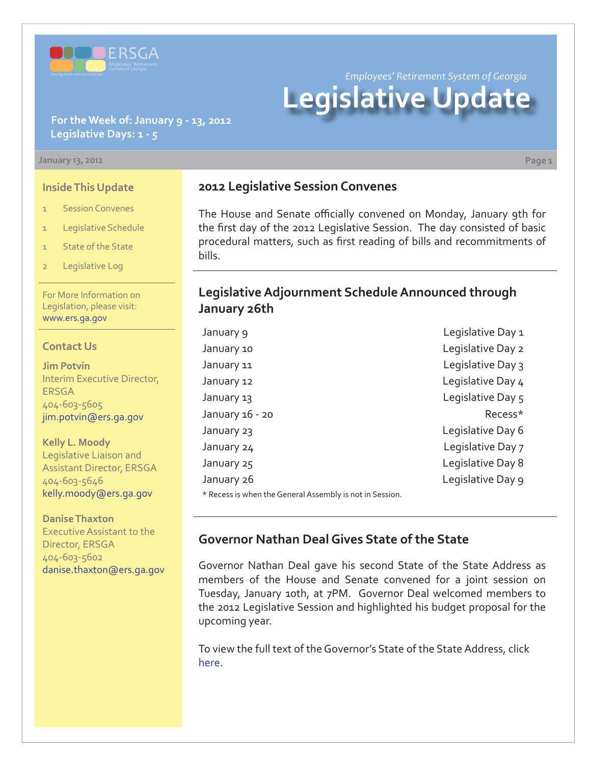*Employees' Retirement System of Georgia*

# Legislative Update

**For the Week of: January 9 - 13, 2012**
**Legislative Days: 1 - 5**

January 13, 2012

### Inside This Update

1 Session Convenes

1 Legislative Schedule

1 State of the State

2 Legislative Log

For More Information on Legislation, please visit: www.ers.ga.gov

### Contact Us

**Jim Potvin**
Interim Executive Director, ERSGA
404-603-5605
jim.potvin@ers.ga.gov

**Kelly L. Moody**
Legislative Liaison and Assistant Director, ERSGA
404-603-5646
kelly.moody@ers.ga.gov

**Danise Thaxton**
Executive Assistant to the Director, ERSGA
404-603-5602
danise.thaxton@ers.ga.gov

## 2012 Legislative Session Convenes

The House and Senate officially convened on Monday, January 9th for the first day of the 2012 Legislative Session. The day consisted of basic procedural matters, such as first reading of bills and recommitments of bills.

## Legislative Adjournment Schedule Announced through January 26th

| | |
|---|---|
| January 9 | Legislative Day 1 |
| January 10 | Legislative Day 2 |
| January 11 | Legislative Day 3 |
| January 12 | Legislative Day 4 |
| January 13 | Legislative Day 5 |
| January 16 - 20 | Recess* |
| January 23 | Legislative Day 6 |
| January 24 | Legislative Day 7 |
| January 25 | Legislative Day 8 |
| January 26 | Legislative Day 9 |

* Recess is when the General Assembly is not in Session.

## Governor Nathan Deal Gives State of the State

Governor Nathan Deal gave his second State of the State Address as members of the House and Senate convened for a joint session on Tuesday, January 10th, at 7PM. Governor Deal welcomed members to the 2012 Legislative Session and highlighted his budget proposal for the upcoming year.

To view the full text of the Governor's State of the State Address, click here.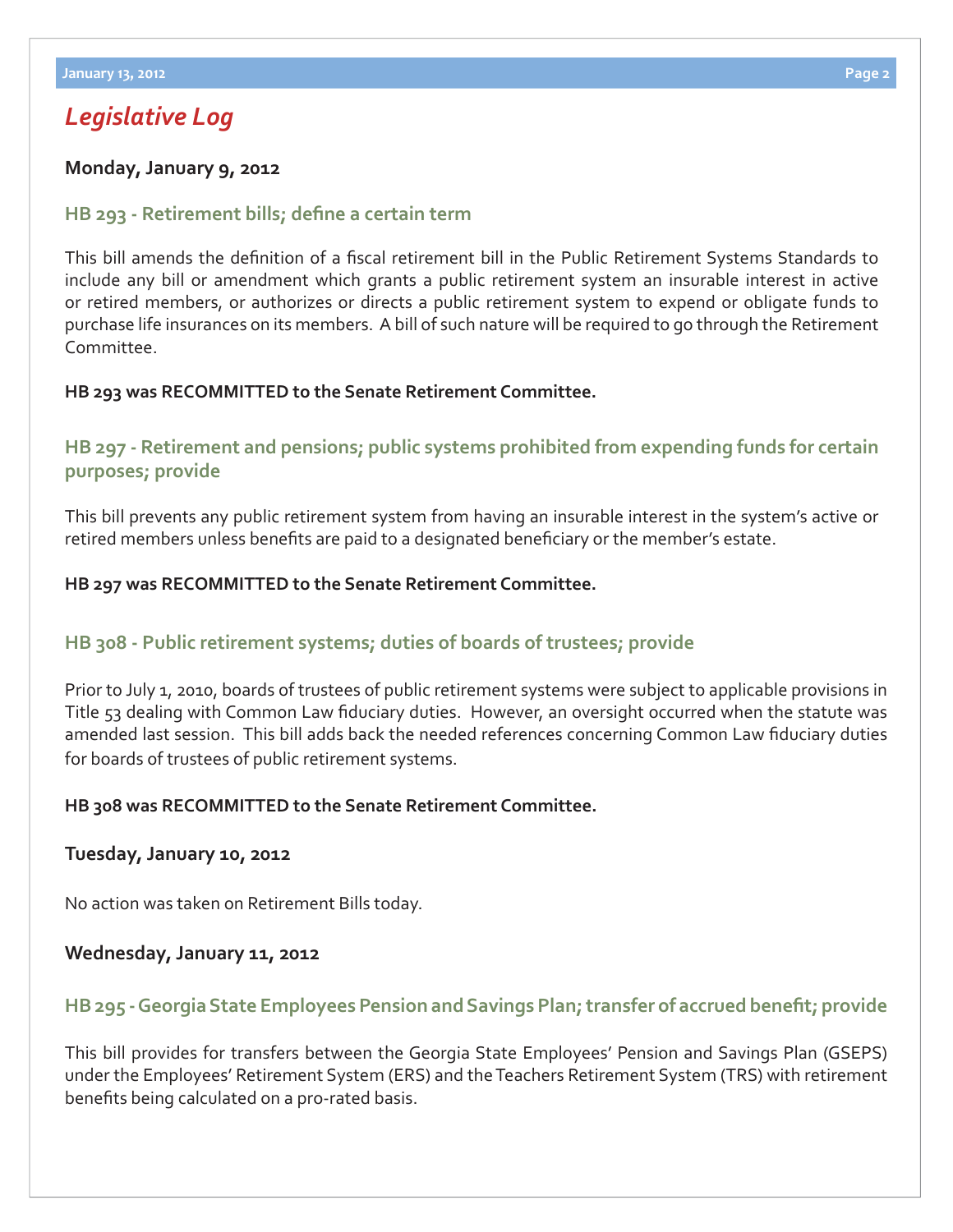## *Legislative Log*

### Monday, January 9, 2012

### HB 293 - Retirement bills; define a certain term

This bill amends the definition of a fiscal retirement bill in the Public Retirement Systems Standards to include any bill or amendment which grants a public retirement system an insurable interest in active or retired members, or authorizes or directs a public retirement system to expend or obligate funds to purchase life insurances on its members. A bill of such nature will be required to go through the Retirement Committee.

**HB 293 was RECOMMITTED to the Senate Retirement Committee.**

### HB 297 - Retirement and pensions; public systems prohibited from expending funds for certain purposes; provide

This bill prevents any public retirement system from having an insurable interest in the system's active or retired members unless benefits are paid to a designated beneficiary or the member's estate.

**HB 297 was RECOMMITTED to the Senate Retirement Committee.**

### HB 308 - Public retirement systems; duties of boards of trustees; provide

Prior to July 1, 2010, boards of trustees of public retirement systems were subject to applicable provisions in Title 53 dealing with Common Law fiduciary duties. However, an oversight occurred when the statute was amended last session. This bill adds back the needed references concerning Common Law fiduciary duties for boards of trustees of public retirement systems.

**HB 308 was RECOMMITTED to the Senate Retirement Committee.**

### Tuesday, January 10, 2012

No action was taken on Retirement Bills today.

### Wednesday, January 11, 2012

### HB 295 - Georgia State Employees Pension and Savings Plan; transfer of accrued benefit; provide

This bill provides for transfers between the Georgia State Employees' Pension and Savings Plan (GSEPS) under the Employees' Retirement System (ERS) and the Teachers Retirement System (TRS) with retirement benefits being calculated on a pro-rated basis.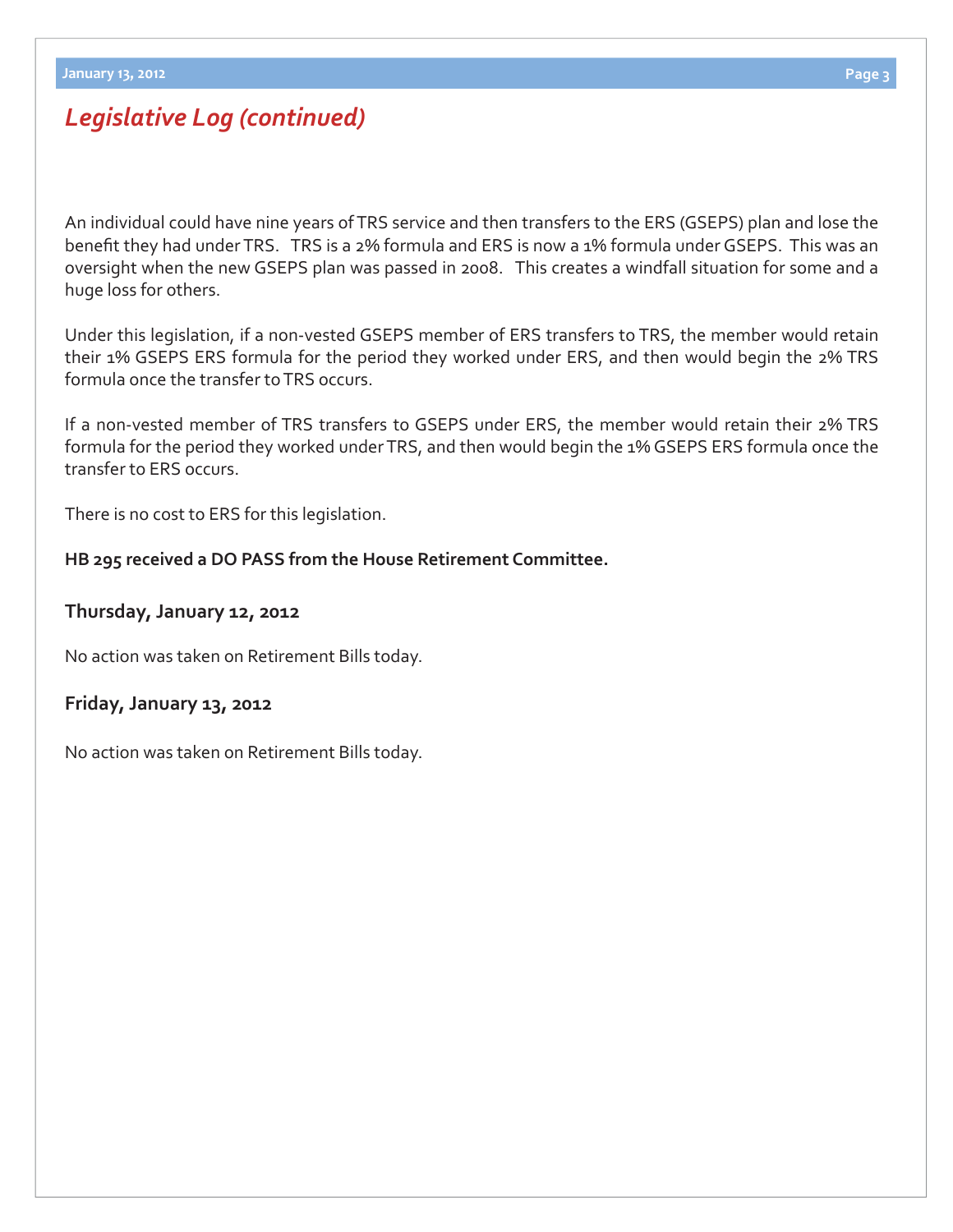## *Legislative Log (continued)*

An individual could have nine years of TRS service and then transfers to the ERS (GSEPS) plan and lose the benefit they had under TRS. TRS is a 2% formula and ERS is now a 1% formula under GSEPS. This was an oversight when the new GSEPS plan was passed in 2008. This creates a windfall situation for some and a huge loss for others.

Under this legislation, if a non-vested GSEPS member of ERS transfers to TRS, the member would retain their 1% GSEPS ERS formula for the period they worked under ERS, and then would begin the 2% TRS formula once the transfer to TRS occurs.

If a non-vested member of TRS transfers to GSEPS under ERS, the member would retain their 2% TRS formula for the period they worked under TRS, and then would begin the 1% GSEPS ERS formula once the transfer to ERS occurs.

There is no cost to ERS for this legislation.

**HB 295 received a DO PASS from the House Retirement Committee.**

### Thursday, January 12, 2012

No action was taken on Retirement Bills today.

### Friday, January 13, 2012

No action was taken on Retirement Bills today.